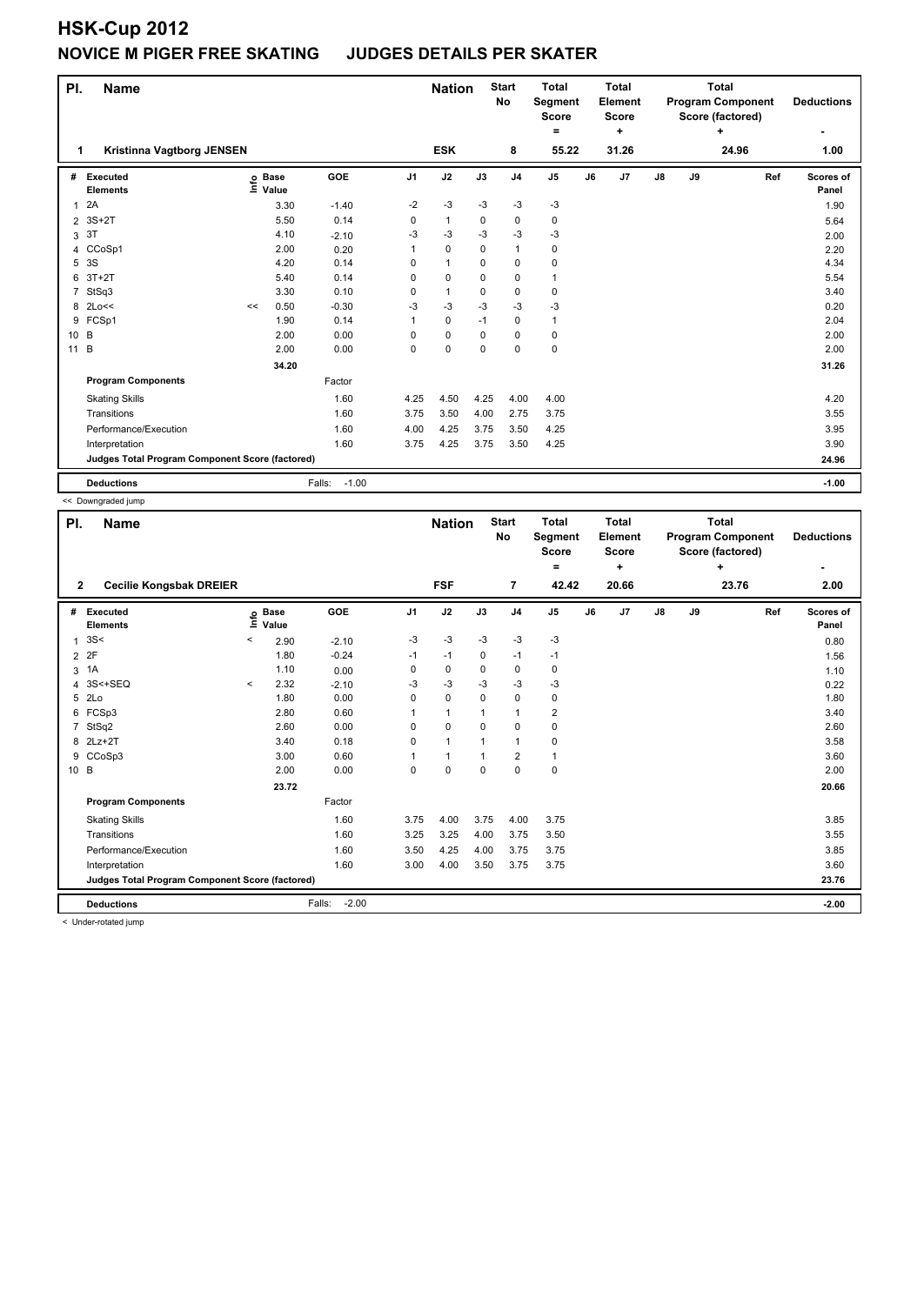# HSK-Cup 2012

## NOVICE M PIGER FREE SKATING JUDGES DETAILS PER SKATER

| Pl. | Name | Nation | Start No | Total Segment Score = | Total Element Score + | Total Program Component Score (factored) + | Deductions - |
|---|---|---|---|---|---|---|---|
| 1 | Kristinna Vagtborg JENSEN | ESK | 8 | 55.22 | 31.26 | 24.96 | 1.00 |

| # | Executed Elements | Info | Base Value | GOE | J1 | J2 | J3 | J4 | J5 | J6 | J7 | J8 | J9 | Ref | Scores of Panel |
|---|---|---|---|---|---|---|---|---|---|---|---|---|---|---|---|
| 1 | 2A | | 3.30 | -1.40 | -2 | -3 | -3 | -3 | -3 | | | | | | 1.90 |
| 2 | 3S+2T | | 5.50 | 0.14 | 0 | 1 | 0 | 0 | 0 | | | | | | 5.64 |
| 3 | 3T | | 4.10 | -2.10 | -3 | -3 | -3 | -3 | -3 | | | | | | 2.00 |
| 4 | CCoSp1 | | 2.00 | 0.20 | 1 | 0 | 0 | 1 | 0 | | | | | | 2.20 |
| 5 | 3S | | 4.20 | 0.14 | 0 | 1 | 0 | 0 | 0 | | | | | | 4.34 |
| 6 | 3T+2T | | 5.40 | 0.14 | 0 | 0 | 0 | 0 | 1 | | | | | | 5.54 |
| 7 | StSq3 | | 3.30 | 0.10 | 0 | 1 | 0 | 0 | 0 | | | | | | 3.40 |
| 8 | 2Lo<< | << | 0.50 | -0.30 | -3 | -3 | -3 | -3 | -3 | | | | | | 0.20 |
| 9 | FCSp1 | | 1.90 | 0.14 | 1 | 0 | -1 | 0 | 1 | | | | | | 2.04 |
| 10 | B | | 2.00 | 0.00 | 0 | 0 | 0 | 0 | 0 | | | | | | 2.00 |
| 11 | B | | 2.00 | 0.00 | 0 | 0 | 0 | 0 | 0 | | | | | | 2.00 |
| | | | 34.20 | | | | | | | | | | | | 31.26 |
| | **Program Components** | | | Factor | | | | | | | | | | | |
| | Skating Skills | | | 1.60 | 4.25 | 4.50 | 4.25 | 4.00 | 4.00 | | | | | | 4.20 |
| | Transitions | | | 1.60 | 3.75 | 3.50 | 4.00 | 2.75 | 3.75 | | | | | | 3.55 |
| | Performance/Execution | | | 1.60 | 4.00 | 4.25 | 3.75 | 3.50 | 4.25 | | | | | | 3.95 |
| | Interpretation | | | 1.60 | 3.75 | 4.25 | 3.75 | 3.50 | 4.25 | | | | | | 3.90 |
| | **Judges Total Program Component Score (factored)** | | | | | | | | | | | | | | 24.96 |
| | **Deductions** | | | Falls: -1.00 | | | | | | | | | | | -1.00 |

<< Downgraded jump

| Pl. | Name | Nation | Start No | Total Segment Score = | Total Element Score + | Total Program Component Score (factored) + | Deductions - |
|---|---|---|---|---|---|---|---|
| 2 | Cecilie Kongsbak DREIER | FSF | 7 | 42.42 | 20.66 | 23.76 | 2.00 |

| # | Executed Elements | Info | Base Value | GOE | J1 | J2 | J3 | J4 | J5 | J6 | J7 | J8 | J9 | Ref | Scores of Panel |
|---|---|---|---|---|---|---|---|---|---|---|---|---|---|---|---|
| 1 | 3S< | < | 2.90 | -2.10 | -3 | -3 | -3 | -3 | -3 | | | | | | 0.80 |
| 2 | 2F | | 1.80 | -0.24 | -1 | -1 | 0 | -1 | -1 | | | | | | 1.56 |
| 3 | 1A | | 1.10 | 0.00 | 0 | 0 | 0 | 0 | 0 | | | | | | 1.10 |
| 4 | 3S<+SEQ | < | 2.32 | -2.10 | -3 | -3 | -3 | -3 | -3 | | | | | | 0.22 |
| 5 | 2Lo | | 1.80 | 0.00 | 0 | 0 | 0 | 0 | 0 | | | | | | 1.80 |
| 6 | FCSp3 | | 2.80 | 0.60 | 1 | 1 | 1 | 1 | 2 | | | | | | 3.40 |
| 7 | StSq2 | | 2.60 | 0.00 | 0 | 0 | 0 | 0 | 0 | | | | | | 2.60 |
| 8 | 2Lz+2T | | 3.40 | 0.18 | 0 | 1 | 1 | 1 | 0 | | | | | | 3.58 |
| 9 | CCoSp3 | | 3.00 | 0.60 | 1 | 1 | 1 | 2 | 1 | | | | | | 3.60 |
| 10 | B | | 2.00 | 0.00 | 0 | 0 | 0 | 0 | 0 | | | | | | 2.00 |
| | | | 23.72 | | | | | | | | | | | | 20.66 |
| | **Program Components** | | | Factor | | | | | | | | | | | |
| | Skating Skills | | | 1.60 | 3.75 | 4.00 | 3.75 | 4.00 | 3.75 | | | | | | 3.85 |
| | Transitions | | | 1.60 | 3.25 | 3.25 | 4.00 | 3.75 | 3.50 | | | | | | 3.55 |
| | Performance/Execution | | | 1.60 | 3.50 | 4.25 | 4.00 | 3.75 | 3.75 | | | | | | 3.85 |
| | Interpretation | | | 1.60 | 3.00 | 4.00 | 3.50 | 3.75 | 3.75 | | | | | | 3.60 |
| | **Judges Total Program Component Score (factored)** | | | | | | | | | | | | | | 23.76 |
| | **Deductions** | | | Falls: -2.00 | | | | | | | | | | | -2.00 |

< Under-rotated jump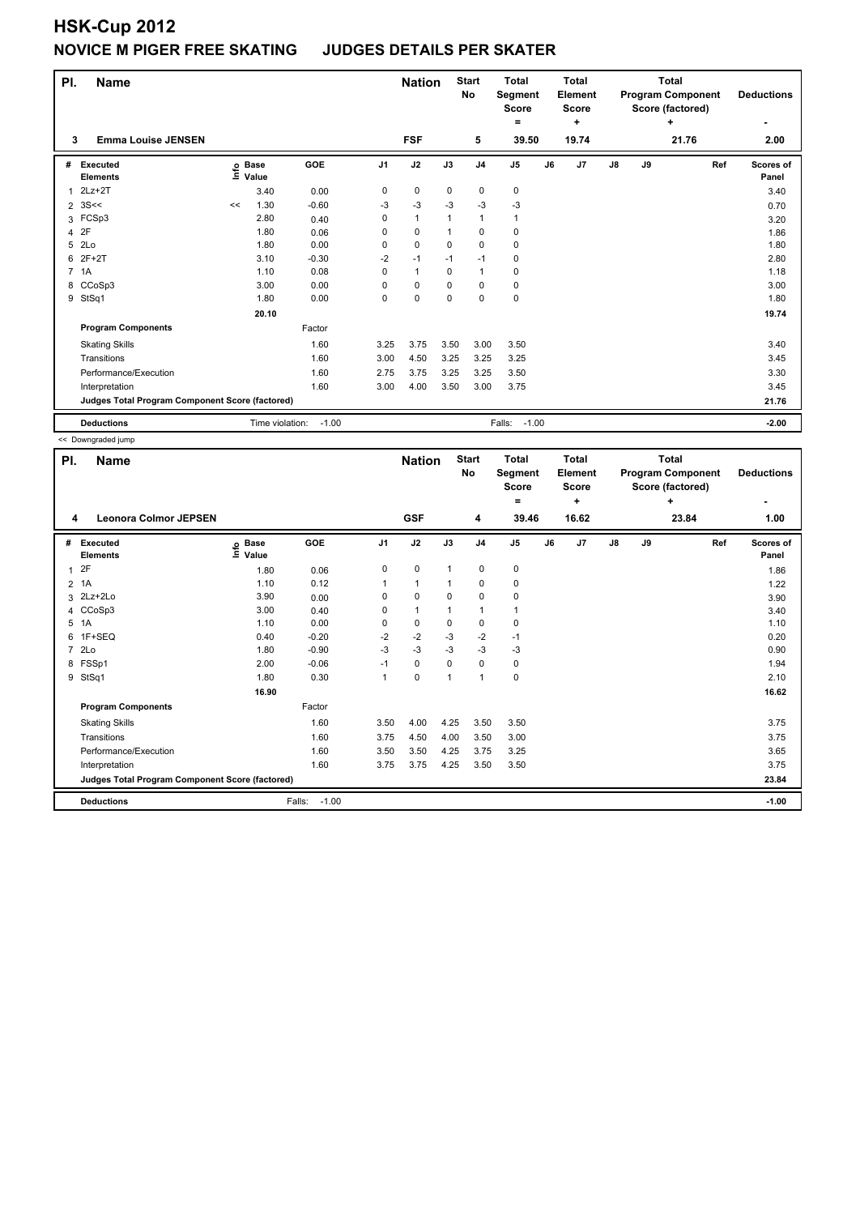# HSK-Cup 2012

## NOVICE M PIGER FREE SKATING JUDGES DETAILS PER SKATER

| Pl. | Name | Nation | Start No | Total Segment Score = | Total Element Score + | Total Program Component Score (factored) + | Deductions - |
|---|---|---|---|---|---|---|---|
| 3 | Emma Louise JENSEN | FSF | 5 | 39.50 | 19.74 | 21.76 | 2.00 |

| # | Executed Elements | Info | Base Value | GOE | J1 | J2 | J3 | J4 | J5 | J6 | J7 | J8 | J9 | Ref | Scores of Panel |
|---|---|---|---|---|---|---|---|---|---|---|---|---|---|---|---|
| 1 | 2Lz+2T | | 3.40 | 0.00 | 0 | 0 | 0 | 0 | 0 | | | | | | 3.40 |
| 2 | 3S<< | << | 1.30 | -0.60 | -3 | -3 | -3 | -3 | -3 | | | | | | 0.70 |
| 3 | FCSp3 | | 2.80 | 0.40 | 0 | 1 | 1 | 1 | 1 | | | | | | 3.20 |
| 4 | 2F | | 1.80 | 0.06 | 0 | 0 | 1 | 0 | 0 | | | | | | 1.86 |
| 5 | 2Lo | | 1.80 | 0.00 | 0 | 0 | 0 | 0 | 0 | | | | | | 1.80 |
| 6 | 2F+2T | | 3.10 | -0.30 | -2 | -1 | -1 | -1 | 0 | | | | | | 2.80 |
| 7 | 1A | | 1.10 | 0.08 | 0 | 1 | 0 | 1 | 0 | | | | | | 1.18 |
| 8 | CCoSp3 | | 3.00 | 0.00 | 0 | 0 | 0 | 0 | 0 | | | | | | 3.00 |
| 9 | StSq1 | | 1.80 | 0.00 | 0 | 0 | 0 | 0 | 0 | | | | | | 1.80 |
| | | | 20.10 | | | | | | | | | | | | 19.74 |
| | **Program Components** | | | Factor | | | | | | | | | | | |
| | Skating Skills | | | 1.60 | 3.25 | 3.75 | 3.50 | 3.00 | 3.50 | | | | | | 3.40 |
| | Transitions | | | 1.60 | 3.00 | 4.50 | 3.25 | 3.25 | 3.25 | | | | | | 3.45 |
| | Performance/Execution | | | 1.60 | 2.75 | 3.75 | 3.25 | 3.25 | 3.50 | | | | | | 3.30 |
| | Interpretation | | | 1.60 | 3.00 | 4.00 | 3.50 | 3.00 | 3.75 | | | | | | 3.45 |
| | Judges Total Program Component Score (factored) | | | | | | | | | | | | | | 21.76 |
| | **Deductions** | | Time violation: | -1.00 | | | | | Falls: -1.00 | | | | | | -2.00 |

<< Downgraded jump

| Pl. | Name | Nation | Start No | Total Segment Score = | Total Element Score + | Total Program Component Score (factored) + | Deductions - |
|---|---|---|---|---|---|---|---|
| 4 | Leonora Colmor JEPSEN | GSF | 4 | 39.46 | 16.62 | 23.84 | 1.00 |

| # | Executed Elements | Info | Base Value | GOE | J1 | J2 | J3 | J4 | J5 | J6 | J7 | J8 | J9 | Ref | Scores of Panel |
|---|---|---|---|---|---|---|---|---|---|---|---|---|---|---|---|
| 1 | 2F | | 1.80 | 0.06 | 0 | 0 | 1 | 0 | 0 | | | | | | 1.86 |
| 2 | 1A | | 1.10 | 0.12 | 1 | 1 | 1 | 0 | 0 | | | | | | 1.22 |
| 3 | 2Lz+2Lo | | 3.90 | 0.00 | 0 | 0 | 0 | 0 | 0 | | | | | | 3.90 |
| 4 | CCoSp3 | | 3.00 | 0.40 | 0 | 1 | 1 | 1 | 1 | | | | | | 3.40 |
| 5 | 1A | | 1.10 | 0.00 | 0 | 0 | 0 | 0 | 0 | | | | | | 1.10 |
| 6 | 1F+SEQ | | 0.40 | -0.20 | -2 | -2 | -3 | -2 | -1 | | | | | | 0.20 |
| 7 | 2Lo | | 1.80 | -0.90 | -3 | -3 | -3 | -3 | -3 | | | | | | 0.90 |
| 8 | FSSp1 | | 2.00 | -0.06 | -1 | 0 | 0 | 0 | 0 | | | | | | 1.94 |
| 9 | StSq1 | | 1.80 | 0.30 | 1 | 0 | 1 | 1 | 0 | | | | | | 2.10 |
| | | | 16.90 | | | | | | | | | | | | 16.62 |
| | **Program Components** | | | Factor | | | | | | | | | | | |
| | Skating Skills | | | 1.60 | 3.50 | 4.00 | 4.25 | 3.50 | 3.50 | | | | | | 3.75 |
| | Transitions | | | 1.60 | 3.75 | 4.50 | 4.00 | 3.50 | 3.00 | | | | | | 3.75 |
| | Performance/Execution | | | 1.60 | 3.50 | 3.50 | 4.25 | 3.75 | 3.25 | | | | | | 3.65 |
| | Interpretation | | | 1.60 | 3.75 | 3.75 | 4.25 | 3.50 | 3.50 | | | | | | 3.75 |
| | Judges Total Program Component Score (factored) | | | | | | | | | | | | | | 23.84 |
| | **Deductions** | | Falls: | -1.00 | | | | | | | | | | | -1.00 |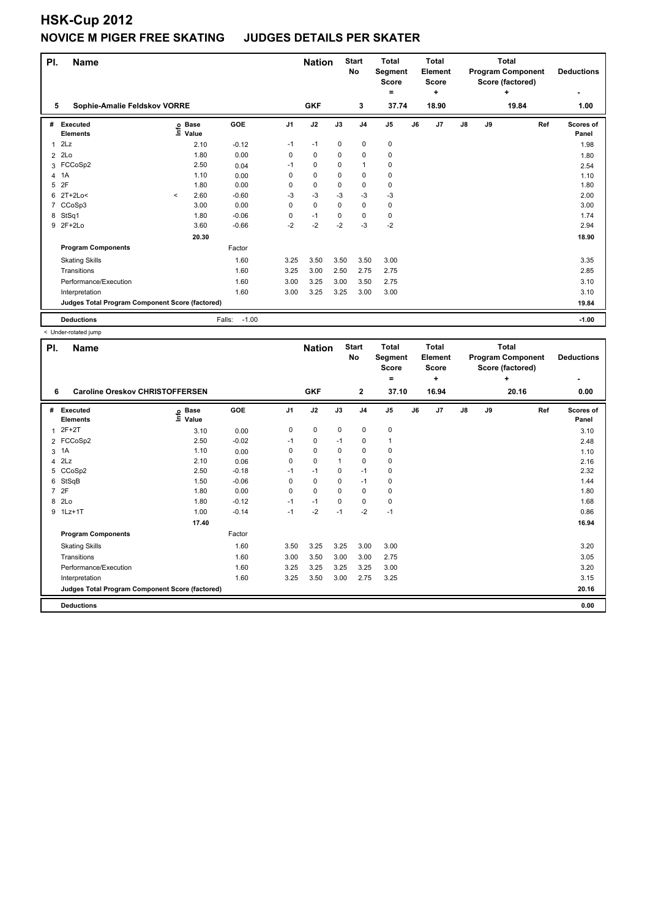# HSK-Cup 2012

## NOVICE M PIGER FREE SKATING JUDGES DETAILS PER SKATER

| Pl. | Name | Nation | Start No | Total Segment Score = | Total Element Score + | Total Program Component Score (factored) + | Deductions - |
|---|---|---|---|---|---|---|---|
| 5 | Sophie-Amalie Feldskov VORRE | GKF | 3 | 37.74 | 18.90 | 19.84 | 1.00 |

| # | Executed Elements | Info | Base Value | GOE | J1 | J2 | J3 | J4 | J5 | J6 | J7 | J8 | J9 | Ref | Scores of Panel |
|---|---|---|---|---|---|---|---|---|---|---|---|---|---|---|---|
| 1 | 2Lz | | 2.10 | -0.12 | -1 | -1 | 0 | 0 | 0 | | | | | | 1.98 |
| 2 | 2Lo | | 1.80 | 0.00 | 0 | 0 | 0 | 0 | 0 | | | | | | 1.80 |
| 3 | FCCoSp2 | | 2.50 | 0.04 | -1 | 0 | 0 | 1 | 0 | | | | | | 2.54 |
| 4 | 1A | | 1.10 | 0.00 | 0 | 0 | 0 | 0 | 0 | | | | | | 1.10 |
| 5 | 2F | | 1.80 | 0.00 | 0 | 0 | 0 | 0 | 0 | | | | | | 1.80 |
| 6 | 2T+2Lo< | < | 2.60 | -0.60 | -3 | -3 | -3 | -3 | -3 | | | | | | 2.00 |
| 7 | CCoSp3 | | 3.00 | 0.00 | 0 | 0 | 0 | 0 | 0 | | | | | | 3.00 |
| 8 | StSq1 | | 1.80 | -0.06 | 0 | -1 | 0 | 0 | 0 | | | | | | 1.74 |
| 9 | 2F+2Lo | | 3.60 | -0.66 | -2 | -2 | -2 | -3 | -2 | | | | | | 2.94 |
| | | | 20.30 | | | | | | | | | | | | 18.90 |
| | **Program Components** | | | Factor | | | | | | | | | | | |
| | Skating Skills | | | 1.60 | 3.25 | 3.50 | 3.50 | 3.50 | 3.00 | | | | | | 3.35 |
| | Transitions | | | 1.60 | 3.25 | 3.00 | 2.50 | 2.75 | 2.75 | | | | | | 2.85 |
| | Performance/Execution | | | 1.60 | 3.00 | 3.25 | 3.00 | 3.50 | 2.75 | | | | | | 3.10 |
| | Interpretation | | | 1.60 | 3.00 | 3.25 | 3.25 | 3.00 | 3.00 | | | | | | 3.10 |
| | **Judges Total Program Component Score (factored)** | | | | | | | | | | | | | | 19.84 |
| | **Deductions** | | | Falls: -1.00 | | | | | | | | | | | -1.00 |

< Under-rotated jump

| Pl. | Name | Nation | Start No | Total Segment Score = | Total Element Score + | Total Program Component Score (factored) + | Deductions - |
|---|---|---|---|---|---|---|---|
| 6 | Caroline Oreskov CHRISTOFFERSEN | GKF | 2 | 37.10 | 16.94 | 20.16 | 0.00 |

| # | Executed Elements | Info | Base Value | GOE | J1 | J2 | J3 | J4 | J5 | J6 | J7 | J8 | J9 | Ref | Scores of Panel |
|---|---|---|---|---|---|---|---|---|---|---|---|---|---|---|---|
| 1 | 2F+2T | | 3.10 | 0.00 | 0 | 0 | 0 | 0 | 0 | | | | | | 3.10 |
| 2 | FCCoSp2 | | 2.50 | -0.02 | -1 | 0 | -1 | 0 | 1 | | | | | | 2.48 |
| 3 | 1A | | 1.10 | 0.00 | 0 | 0 | 0 | 0 | 0 | | | | | | 1.10 |
| 4 | 2Lz | | 2.10 | 0.06 | 0 | 0 | 1 | 0 | 0 | | | | | | 2.16 |
| 5 | CCoSp2 | | 2.50 | -0.18 | -1 | -1 | 0 | -1 | 0 | | | | | | 2.32 |
| 6 | StSqB | | 1.50 | -0.06 | 0 | 0 | 0 | -1 | 0 | | | | | | 1.44 |
| 7 | 2F | | 1.80 | 0.00 | 0 | 0 | 0 | 0 | 0 | | | | | | 1.80 |
| 8 | 2Lo | | 1.80 | -0.12 | -1 | -1 | 0 | 0 | 0 | | | | | | 1.68 |
| 9 | 1Lz+1T | | 1.00 | -0.14 | -1 | -2 | -1 | -2 | -1 | | | | | | 0.86 |
| | | | 17.40 | | | | | | | | | | | | 16.94 |
| | **Program Components** | | | Factor | | | | | | | | | | | |
| | Skating Skills | | | 1.60 | 3.50 | 3.25 | 3.25 | 3.00 | 3.00 | | | | | | 3.20 |
| | Transitions | | | 1.60 | 3.00 | 3.50 | 3.00 | 3.00 | 2.75 | | | | | | 3.05 |
| | Performance/Execution | | | 1.60 | 3.25 | 3.25 | 3.25 | 3.25 | 3.00 | | | | | | 3.20 |
| | Interpretation | | | 1.60 | 3.25 | 3.50 | 3.00 | 2.75 | 3.25 | | | | | | 3.15 |
| | **Judges Total Program Component Score (factored)** | | | | | | | | | | | | | | 20.16 |
| | **Deductions** | | | | | | | | | | | | | | 0.00 |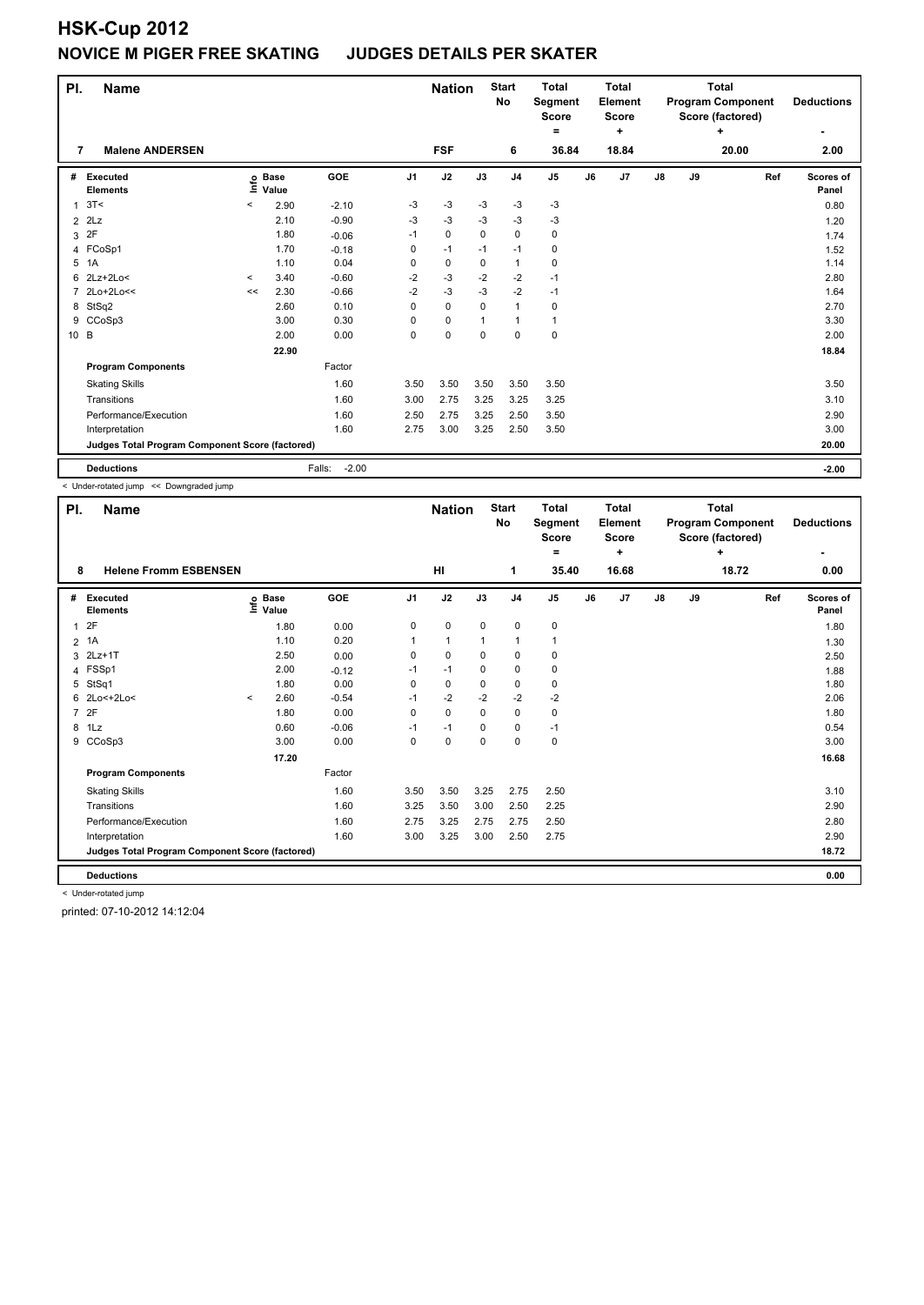# HSK-Cup 2012

## NOVICE M PIGER FREE SKATING JUDGES DETAILS PER SKATER

| Pl. | Name | Nation | Start No | Total Segment Score = | Total Element Score + | Total Program Component Score (factored) + | Deductions - |
|---|---|---|---|---|---|---|---|
| 7 | Malene ANDERSEN | FSF | 6 | 36.84 | 18.84 | 20.00 | 2.00 |

| # | Executed Elements | Info | Base Value | GOE | J1 | J2 | J3 | J4 | J5 | J6 | J7 | J8 | J9 | Ref | Scores of Panel |
|---|---|---|---|---|---|---|---|---|---|---|---|---|---|---|---|
| 1 | 3T< | < | 2.90 | -2.10 | -3 | -3 | -3 | -3 | -3 | | | | | | 0.80 |
| 2 | 2Lz | | 2.10 | -0.90 | -3 | -3 | -3 | -3 | -3 | | | | | | 1.20 |
| 3 | 2F | | 1.80 | -0.06 | -1 | 0 | 0 | 0 | 0 | | | | | | 1.74 |
| 4 | FCoSp1 | | 1.70 | -0.18 | 0 | -1 | -1 | -1 | 0 | | | | | | 1.52 |
| 5 | 1A | | 1.10 | 0.04 | 0 | 0 | 0 | 1 | 0 | | | | | | 1.14 |
| 6 | 2Lz+2Lo< | < | 3.40 | -0.60 | -2 | -3 | -2 | -2 | -1 | | | | | | 2.80 |
| 7 | 2Lo+2Lo<< | << | 2.30 | -0.66 | -2 | -3 | -3 | -2 | -1 | | | | | | 1.64 |
| 8 | StSq2 | | 2.60 | 0.10 | 0 | 0 | 0 | 1 | 0 | | | | | | 2.70 |
| 9 | CCoSp3 | | 3.00 | 0.30 | 0 | 0 | 1 | 1 | 1 | | | | | | 3.30 |
| 10 | B | | 2.00 | 0.00 | 0 | 0 | 0 | 0 | 0 | | | | | | 2.00 |
| | | | 22.90 | | | | | | | | | | | | 18.84 |
| | **Program Components** | | | Factor | | | | | | | | | | | |
| | Skating Skills | | | 1.60 | 3.50 | 3.50 | 3.50 | 3.50 | 3.50 | | | | | | 3.50 |
| | Transitions | | | 1.60 | 3.00 | 2.75 | 3.25 | 3.25 | 3.25 | | | | | | 3.10 |
| | Performance/Execution | | | 1.60 | 2.50 | 2.75 | 3.25 | 2.50 | 3.50 | | | | | | 2.90 |
| | Interpretation | | | 1.60 | 2.75 | 3.00 | 3.25 | 2.50 | 3.50 | | | | | | 3.00 |
| | **Judges Total Program Component Score (factored)** | | | | | | | | | | | | | | 20.00 |
| | **Deductions** | | | Falls: -2.00 | | | | | | | | | | | -2.00 |

< Under-rotated jump << Downgraded jump

| Pl. | Name | Nation | Start No | Total Segment Score = | Total Element Score + | Total Program Component Score (factored) + | Deductions - |
|---|---|---|---|---|---|---|---|
| 8 | Helene Fromm ESBENSEN | HI | 1 | 35.40 | 16.68 | 18.72 | 0.00 |

| # | Executed Elements | Info | Base Value | GOE | J1 | J2 | J3 | J4 | J5 | J6 | J7 | J8 | J9 | Ref | Scores of Panel |
|---|---|---|---|---|---|---|---|---|---|---|---|---|---|---|---|
| 1 | 2F | | 1.80 | 0.00 | 0 | 0 | 0 | 0 | 0 | | | | | | 1.80 |
| 2 | 1A | | 1.10 | 0.20 | 1 | 1 | 1 | 1 | 1 | | | | | | 1.30 |
| 3 | 2Lz+1T | | 2.50 | 0.00 | 0 | 0 | 0 | 0 | 0 | | | | | | 2.50 |
| 4 | FSSp1 | | 2.00 | -0.12 | -1 | -1 | 0 | 0 | 0 | | | | | | 1.88 |
| 5 | StSq1 | | 1.80 | 0.00 | 0 | 0 | 0 | 0 | 0 | | | | | | 1.80 |
| 6 | 2Lo<+2Lo< | < | 2.60 | -0.54 | -1 | -2 | -2 | -2 | -2 | | | | | | 2.06 |
| 7 | 2F | | 1.80 | 0.00 | 0 | 0 | 0 | 0 | 0 | | | | | | 1.80 |
| 8 | 1Lz | | 0.60 | -0.06 | -1 | -1 | 0 | 0 | -1 | | | | | | 0.54 |
| 9 | CCoSp3 | | 3.00 | 0.00 | 0 | 0 | 0 | 0 | 0 | | | | | | 3.00 |
| | | | 17.20 | | | | | | | | | | | | 16.68 |
| | **Program Components** | | | Factor | | | | | | | | | | | |
| | Skating Skills | | | 1.60 | 3.50 | 3.50 | 3.25 | 2.75 | 2.50 | | | | | | 3.10 |
| | Transitions | | | 1.60 | 3.25 | 3.50 | 3.00 | 2.50 | 2.25 | | | | | | 2.90 |
| | Performance/Execution | | | 1.60 | 2.75 | 3.25 | 2.75 | 2.75 | 2.50 | | | | | | 2.80 |
| | Interpretation | | | 1.60 | 3.00 | 3.25 | 3.00 | 2.50 | 2.75 | | | | | | 2.90 |
| | **Judges Total Program Component Score (factored)** | | | | | | | | | | | | | | 18.72 |
| | **Deductions** | | | | | | | | | | | | | | 0.00 |

< Under-rotated jump

printed: 07-10-2012 14:12:04